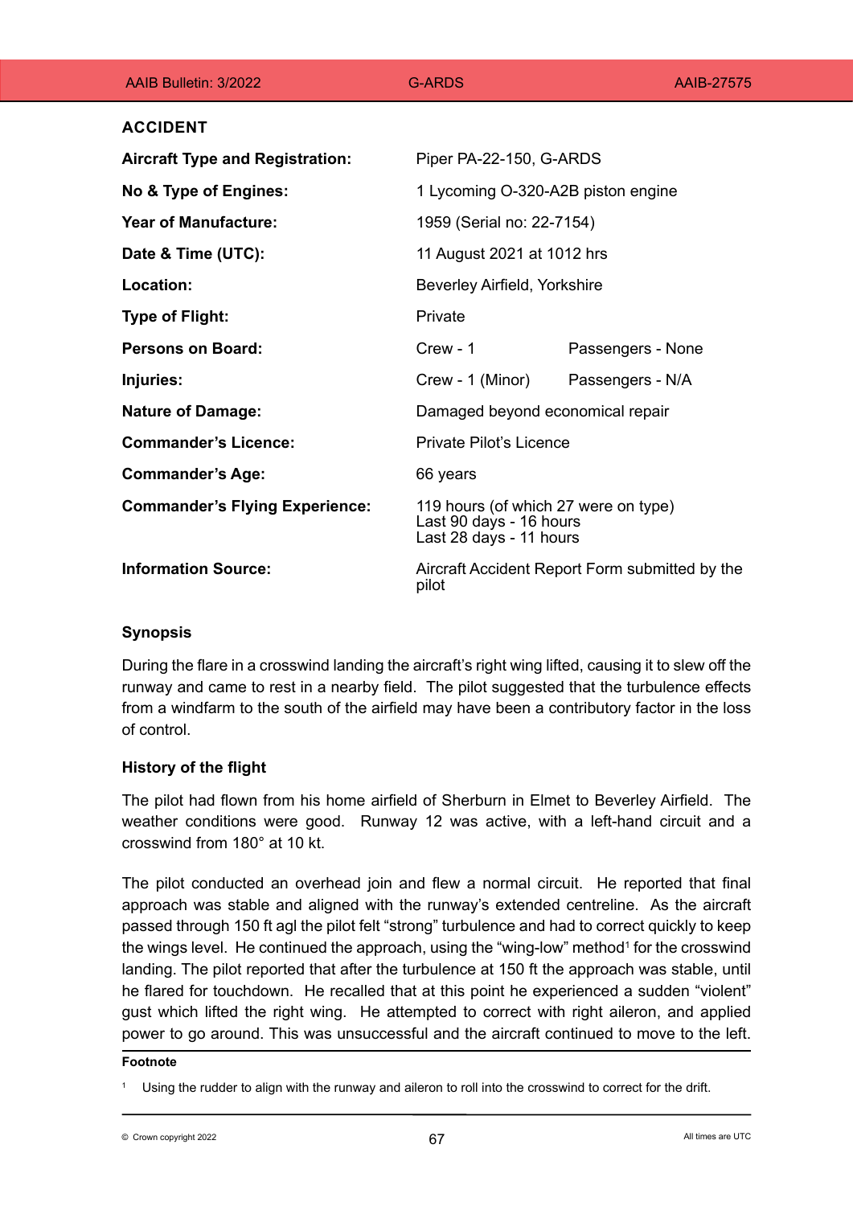## ACCIDENT

| | | |
|---|---|---|
| **Aircraft Type and Registration:** | Piper PA-22-150, G-ARDS | |
| **No & Type of Engines:** | 1 Lycoming O-320-A2B piston engine | |
| **Year of Manufacture:** | 1959 (Serial no: 22-7154) | |
| **Date & Time (UTC):** | 11 August 2021 at 1012 hrs | |
| **Location:** | Beverley Airfield, Yorkshire | |
| **Type of Flight:** | Private | |
| **Persons on Board:** | Crew - 1 | Passengers - None |
| **Injuries:** | Crew - 1 (Minor) | Passengers - N/A |
| **Nature of Damage:** | Damaged beyond economical repair | |
| **Commander's Licence:** | Private Pilot's Licence | |
| **Commander's Age:** | 66 years | |
| **Commander's Flying Experience:** | 119 hours (of which 27 were on type)<br>Last 90 days - 16 hours<br>Last 28 days - 11 hours | |
| **Information Source:** | Aircraft Accident Report Form submitted by the pilot | |

### Synopsis

During the flare in a crosswind landing the aircraft's right wing lifted, causing it to slew off the runway and came to rest in a nearby field. The pilot suggested that the turbulence effects from a windfarm to the south of the airfield may have been a contributory factor in the loss of control.

### History of the flight

The pilot had flown from his home airfield of Sherburn in Elmet to Beverley Airfield. The weather conditions were good. Runway 12 was active, with a left-hand circuit and a crosswind from 180° at 10 kt.

The pilot conducted an overhead join and flew a normal circuit. He reported that final approach was stable and aligned with the runway's extended centreline. As the aircraft passed through 150 ft agl the pilot felt "strong" turbulence and had to correct quickly to keep the wings level. He continued the approach, using the "wing-low" method[1] for the crosswind landing. The pilot reported that after the turbulence at 150 ft the approach was stable, until he flared for touchdown. He recalled that at this point he experienced a sudden "violent" gust which lifted the right wing. He attempted to correct with right aileron, and applied power to go around. This was unsuccessful and the aircraft continued to move to the left.

---

**Footnote**

[1] Using the rudder to align with the runway and aileron to roll into the crosswind to correct for the drift.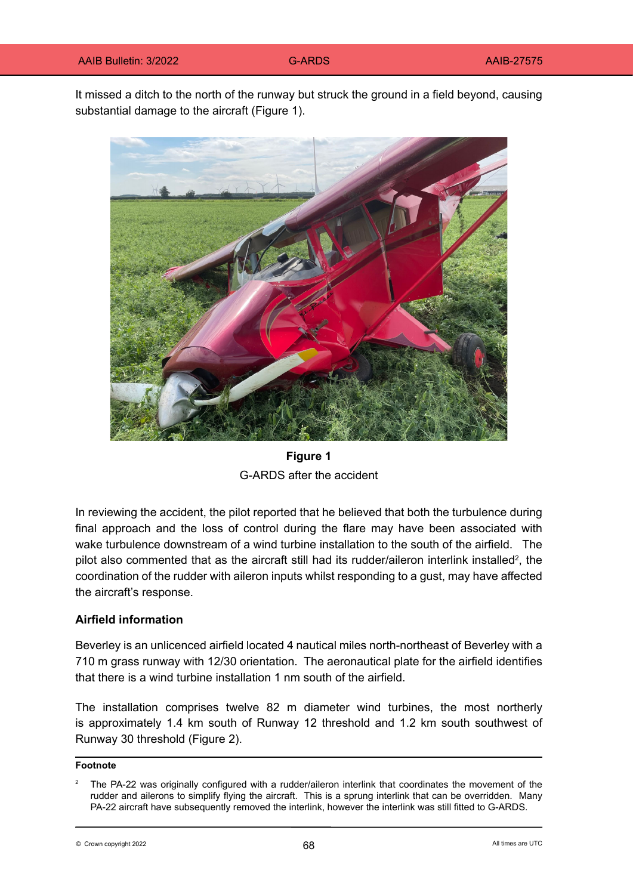It missed a ditch to the north of the runway but struck the ground in a field beyond, causing substantial damage to the aircraft (Figure 1).

**Figure 1**
G-ARDS after the accident

In reviewing the accident, the pilot reported that he believed that both the turbulence during final approach and the loss of control during the flare may have been associated with wake turbulence downstream of a wind turbine installation to the south of the airfield. The pilot also commented that as the aircraft still had its rudder/aileron interlink installed[2], the coordination of the rudder with aileron inputs whilst responding to a gust, may have affected the aircraft's response.

**Airfield information**

Beverley is an unlicenced airfield located 4 nautical miles north-northeast of Beverley with a 710 m grass runway with 12/30 orientation. The aeronautical plate for the airfield identifies that there is a wind turbine installation 1 nm south of the airfield.

The installation comprises twelve 82 m diameter wind turbines, the most northerly is approximately 1.4 km south of Runway 12 threshold and 1.2 km south southwest of Runway 30 threshold (Figure 2).

---

**Footnote**

[2] The PA-22 was originally configured with a rudder/aileron interlink that coordinates the movement of the rudder and ailerons to simplify flying the aircraft. This is a sprung interlink that can be overridden. Many PA-22 aircraft have subsequently removed the interlink, however the interlink was still fitted to G-ARDS.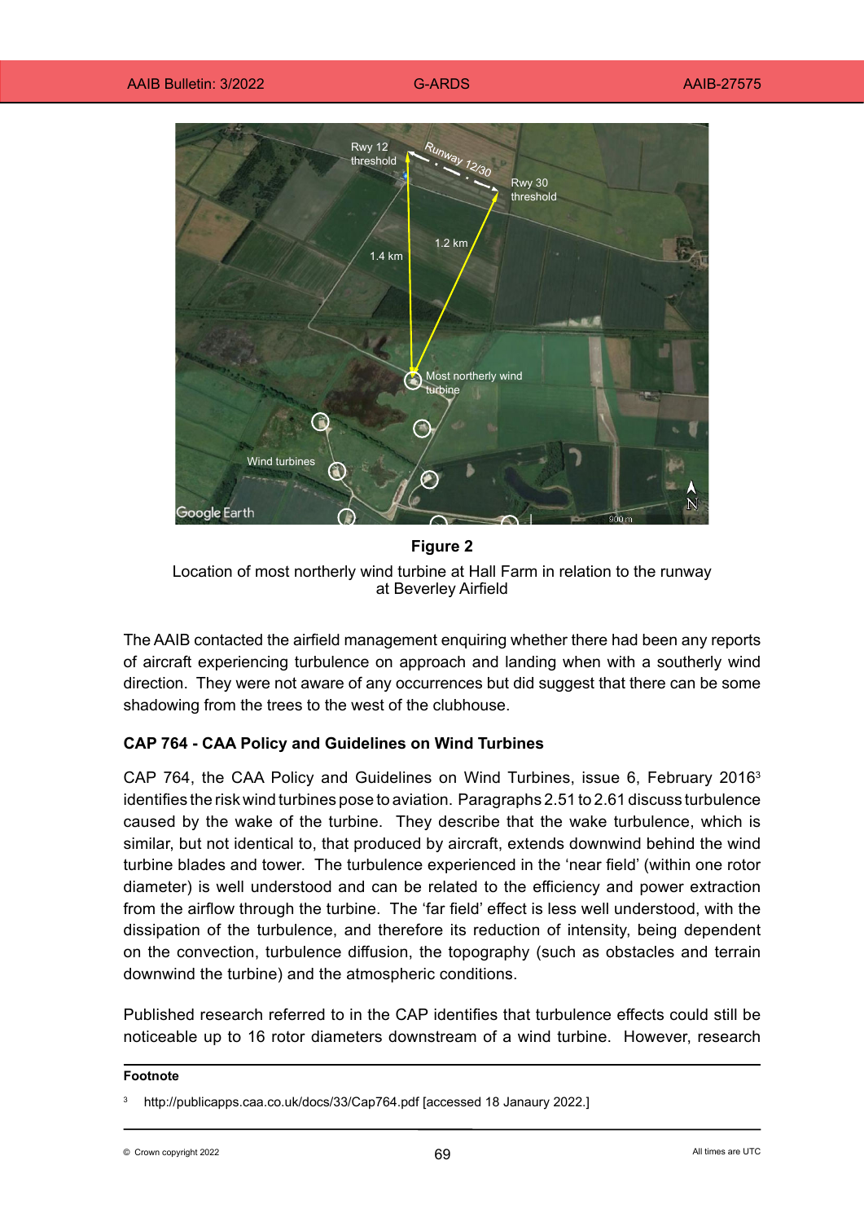**Figure 2**

Location of most northerly wind turbine at Hall Farm in relation to the runway at Beverley Airfield

The AAIB contacted the airfield management enquiring whether there had been any reports of aircraft experiencing turbulence on approach and landing when with a southerly wind direction. They were not aware of any occurrences but did suggest that there can be some shadowing from the trees to the west of the clubhouse.

### CAP 764 - CAA Policy and Guidelines on Wind Turbines

CAP 764, the CAA Policy and Guidelines on Wind Turbines, issue 6, February 2016[3] identifies the risk wind turbines pose to aviation. Paragraphs 2.51 to 2.61 discuss turbulence caused by the wake of the turbine. They describe that the wake turbulence, which is similar, but not identical to, that produced by aircraft, extends downwind behind the wind turbine blades and tower. The turbulence experienced in the 'near field' (within one rotor diameter) is well understood and can be related to the efficiency and power extraction from the airflow through the turbine. The 'far field' effect is less well understood, with the dissipation of the turbulence, and therefore its reduction of intensity, being dependent on the convection, turbulence diffusion, the topography (such as obstacles and terrain downwind the turbine) and the atmospheric conditions.

Published research referred to in the CAP identifies that turbulence effects could still be noticeable up to 16 rotor diameters downstream of a wind turbine. However, research

**Footnote**

[3] http://publicapps.caa.co.uk/docs/33/Cap764.pdf [accessed 18 Janaury 2022.]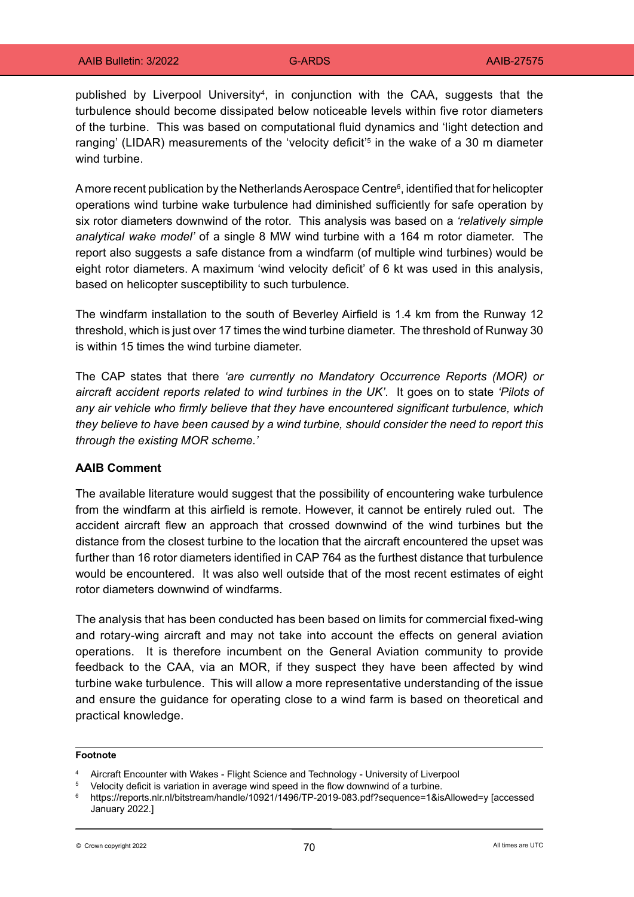published by Liverpool University[4], in conjunction with the CAA, suggests that the turbulence should become dissipated below noticeable levels within five rotor diameters of the turbine. This was based on computational fluid dynamics and 'light detection and ranging' (LIDAR) measurements of the 'velocity deficit'[5] in the wake of a 30 m diameter wind turbine.

A more recent publication by the Netherlands Aerospace Centre[6], identified that for helicopter operations wind turbine wake turbulence had diminished sufficiently for safe operation by six rotor diameters downwind of the rotor. This analysis was based on a *'relatively simple analytical wake model'* of a single 8 MW wind turbine with a 164 m rotor diameter. The report also suggests a safe distance from a windfarm (of multiple wind turbines) would be eight rotor diameters. A maximum 'wind velocity deficit' of 6 kt was used in this analysis, based on helicopter susceptibility to such turbulence.

The windfarm installation to the south of Beverley Airfield is 1.4 km from the Runway 12 threshold, which is just over 17 times the wind turbine diameter. The threshold of Runway 30 is within 15 times the wind turbine diameter.

The CAP states that there *'are currently no Mandatory Occurrence Reports (MOR) or aircraft accident reports related to wind turbines in the UK'*. It goes on to state *'Pilots of any air vehicle who firmly believe that they have encountered significant turbulence, which they believe to have been caused by a wind turbine, should consider the need to report this through the existing MOR scheme.'*

**AAIB Comment**

The available literature would suggest that the possibility of encountering wake turbulence from the windfarm at this airfield is remote. However, it cannot be entirely ruled out. The accident aircraft flew an approach that crossed downwind of the wind turbines but the distance from the closest turbine to the location that the aircraft encountered the upset was further than 16 rotor diameters identified in CAP 764 as the furthest distance that turbulence would be encountered. It was also well outside that of the most recent estimates of eight rotor diameters downwind of windfarms.

The analysis that has been conducted has been based on limits for commercial fixed-wing and rotary-wing aircraft and may not take into account the effects on general aviation operations. It is therefore incumbent on the General Aviation community to provide feedback to the CAA, via an MOR, if they suspect they have been affected by wind turbine wake turbulence. This will allow a more representative understanding of the issue and ensure the guidance for operating close to a wind farm is based on theoretical and practical knowledge.

**Footnote**

[4] Aircraft Encounter with Wakes - Flight Science and Technology - University of Liverpool

[5] Velocity deficit is variation in average wind speed in the flow downwind of a turbine.

[6] https://reports.nlr.nl/bitstream/handle/10921/1496/TP-2019-083.pdf?sequence=1&isAllowed=y [accessed January 2022.]